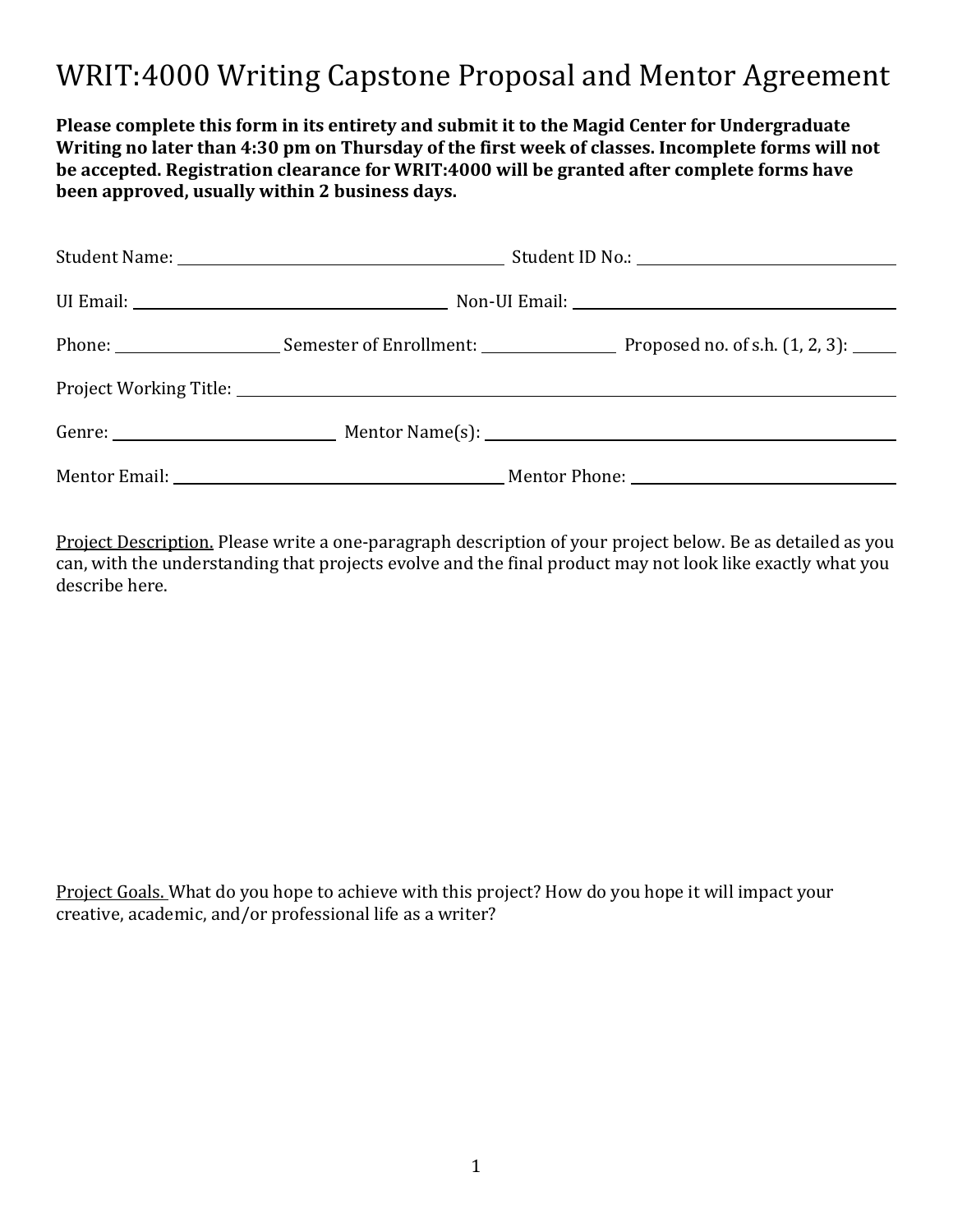# WRIT:4000 Writing Capstone Proposal and Mentor Agreement

**Please complete this form in its entirety and submit it to the Magid Center for Undergraduate Writing no later than 4:30 pm on Thursday of the first week of classes. Incomplete forms will not be accepted. Registration clearance for WRIT:4000 will be granted after complete forms have been approved, usually within 2 business days.**

Student Name: ______________________________ Student ID No.: ______________________________

UI Email: ______________________________ Non-UI Email: ______________________________

Phone: ________________ Semester of Enrollment: ______________ Proposed no. of s.h. (1, 2, 3): _____

Project Working Title: ____________________________________________________________

Genre: ______________________ Mentor Name(s): ______________________________________

Mentor Email: ______________________________ Mentor Phone: ______________________________

Project Description. Please write a one-paragraph description of your project below. Be as detailed as you can, with the understanding that projects evolve and the final product may not look like exactly what you describe here.

Project Goals. What do you hope to achieve with this project? How do you hope it will impact your creative, academic, and/or professional life as a writer?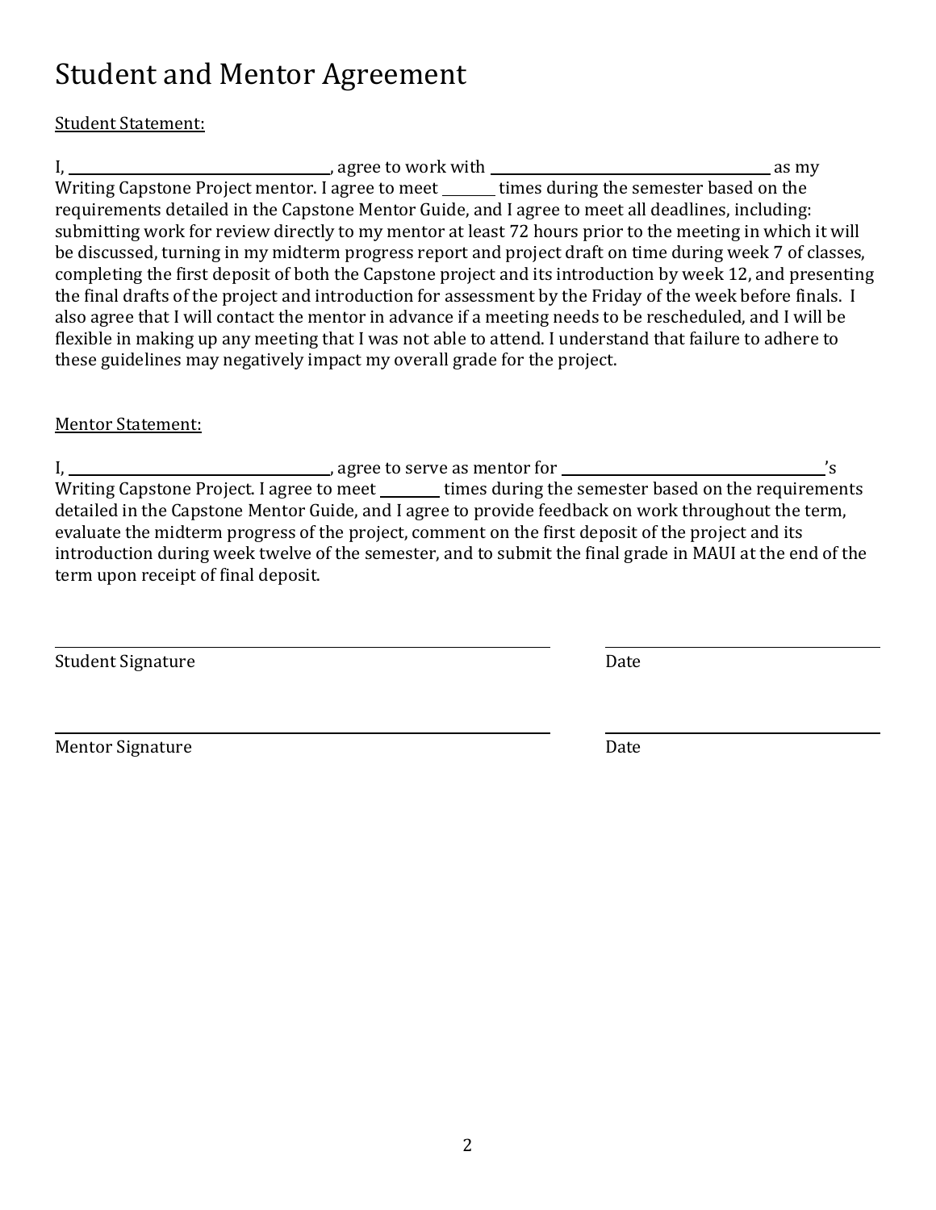# Student and Mentor Agreement

Student Statement:

I, ______________________________, agree to work with ________________________________ as my Writing Capstone Project mentor. I agree to meet ______ times during the semester based on the requirements detailed in the Capstone Mentor Guide, and I agree to meet all deadlines, including: submitting work for review directly to my mentor at least 72 hours prior to the meeting in which it will be discussed, turning in my midterm progress report and project draft on time during week 7 of classes, completing the first deposit of both the Capstone project and its introduction by week 12, and presenting the final drafts of the project and introduction for assessment by the Friday of the week before finals. I also agree that I will contact the mentor in advance if a meeting needs to be rescheduled, and I will be flexible in making up any meeting that I was not able to attend. I understand that failure to adhere to these guidelines may negatively impact my overall grade for the project.

Mentor Statement:

I, ______________________________, agree to serve as mentor for ______________________________'s Writing Capstone Project. I agree to meet _______ times during the semester based on the requirements detailed in the Capstone Mentor Guide, and I agree to provide feedback on work throughout the term, evaluate the midterm progress of the project, comment on the first deposit of the project and its introduction during week twelve of the semester, and to submit the final grade in MAUI at the end of the term upon receipt of final deposit.

______________________________________________ ______________________

Student Signature Date

______________________________________________ ______________________

Mentor Signature Date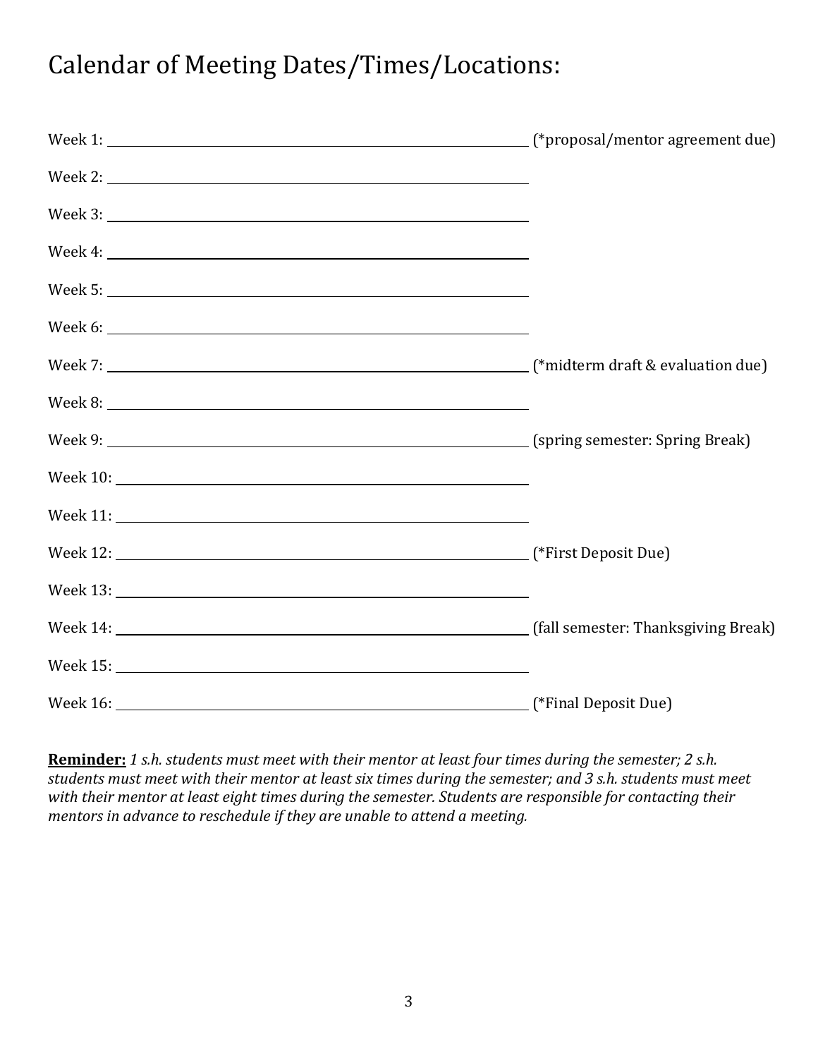# Calendar of Meeting Dates/Times/Locations:

Week 1: ______________________________ (*proposal/mentor agreement due)

Week 2: ______________________________

Week 3: ______________________________

Week 4: ______________________________

Week 5: ______________________________

Week 6: ______________________________

Week 7: ______________________________ (*midterm draft & evaluation due)

Week 8: ______________________________

Week 9: ______________________________ (spring semester: Spring Break)

Week 10: ______________________________

Week 11: ______________________________

Week 12: ______________________________ (*First Deposit Due)

Week 13: ______________________________

Week 14: ______________________________ (fall semester: Thanksgiving Break)

Week 15: ______________________________

Week 16: ______________________________ (*Final Deposit Due)

**Reminder:** *1 s.h. students must meet with their mentor at least four times during the semester; 2 s.h. students must meet with their mentor at least six times during the semester; and 3 s.h. students must meet with their mentor at least eight times during the semester. Students are responsible for contacting their mentors in advance to reschedule if they are unable to attend a meeting.*